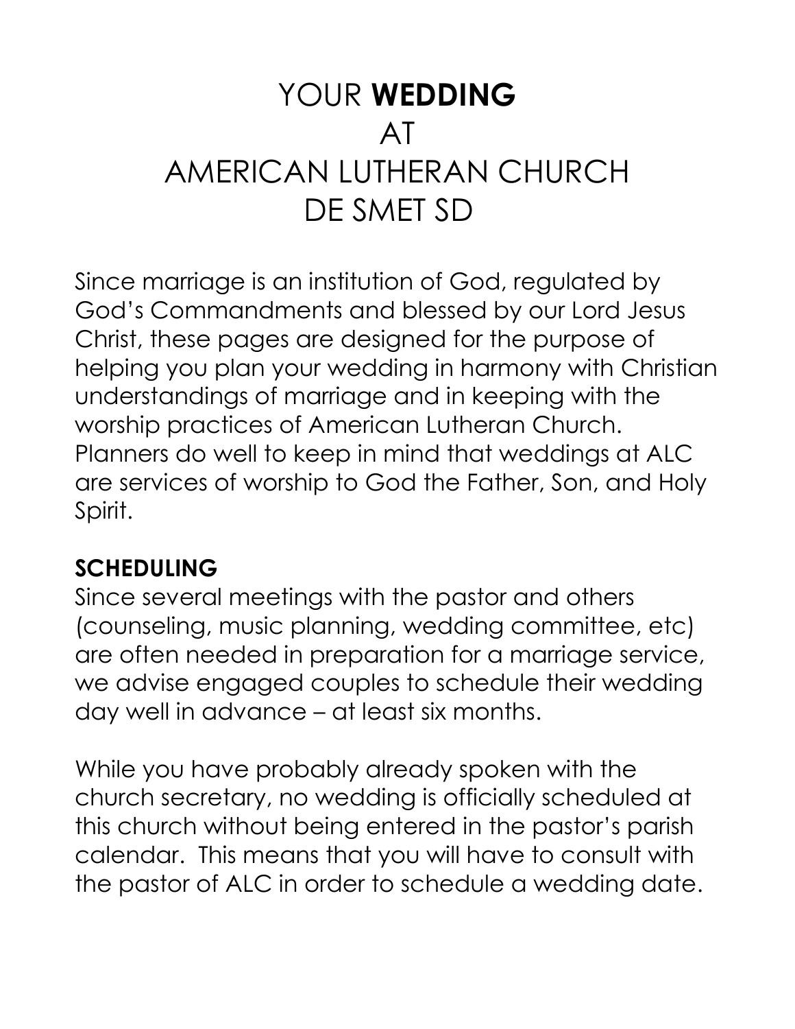# YOUR **WEDDING** AT AMERICAN LUTHERAN CHURCH DE SMET SD

Since marriage is an institution of God, regulated by God's Commandments and blessed by our Lord Jesus Christ, these pages are designed for the purpose of helping you plan your wedding in harmony with Christian understandings of marriage and in keeping with the worship practices of American Lutheran Church. Planners do well to keep in mind that weddings at ALC are services of worship to God the Father, Son, and Holy Spirit.

## SCHEDULING

Since several meetings with the pastor and others (counseling, music planning, wedding committee, etc) are often needed in preparation for a marriage service, we advise engaged couples to schedule their wedding day well in advance – at least six months.

While you have probably already spoken with the church secretary, no wedding is officially scheduled at this church without being entered in the pastor's parish calendar. This means that you will have to consult with the pastor of ALC in order to schedule a wedding date.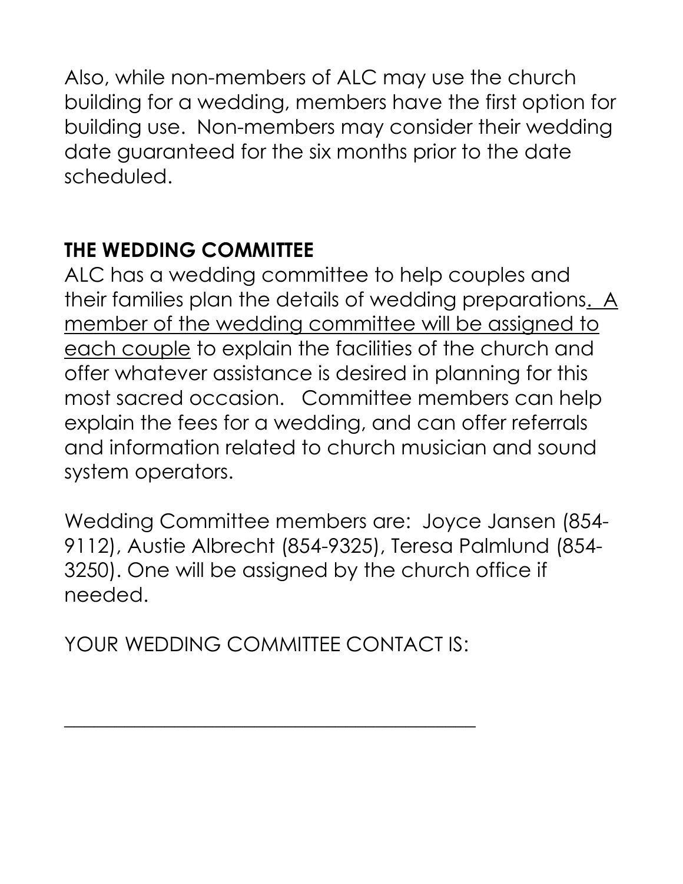Also, while non-members of ALC may use the church building for a wedding, members have the first option for building use. Non-members may consider their wedding date guaranteed for the six months prior to the date scheduled.

## THE WEDDING COMMITTEE

ALC has a wedding committee to help couples and their families plan the details of wedding preparations. <u>A member of the wedding committee will be assigned to each couple</u> to explain the facilities of the church and offer whatever assistance is desired in planning for this most sacred occasion. Committee members can help explain the fees for a wedding, and can offer referrals and information related to church musician and sound system operators.

Wedding Committee members are: Joyce Jansen (854-9112), Austie Albrecht (854-9325), Teresa Palmlund (854-3250). One will be assigned by the church office if needed.

YOUR WEDDING COMMITTEE CONTACT IS:

\_\_\_\_\_\_\_\_\_\_\_\_\_\_\_\_\_\_\_\_\_\_\_\_\_\_\_\_\_\_\_\_\_\_\_\_\_\_\_\_\_\_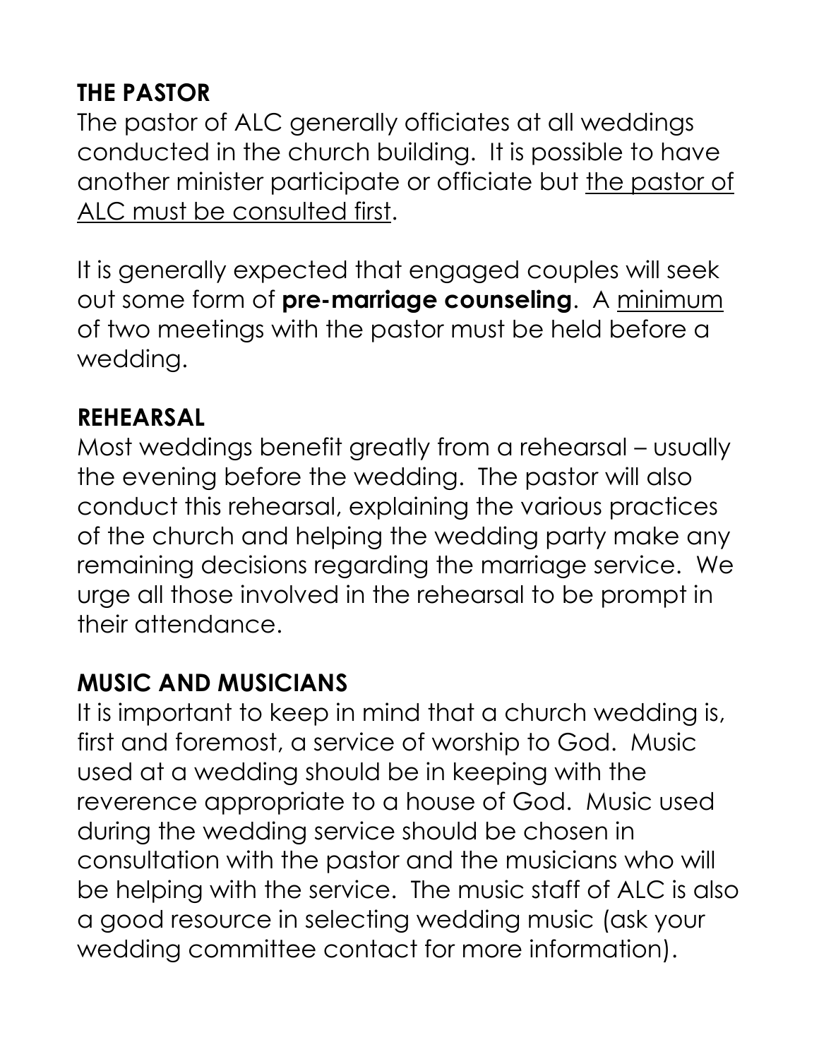## THE PASTOR

The pastor of ALC generally officiates at all weddings conducted in the church building. It is possible to have another minister participate or officiate but <u>the pastor of ALC must be consulted first</u>.

It is generally expected that engaged couples will seek out some form of **pre-marriage counseling**. A <u>minimum</u> of two meetings with the pastor must be held before a wedding.

## REHEARSAL

Most weddings benefit greatly from a rehearsal – usually the evening before the wedding. The pastor will also conduct this rehearsal, explaining the various practices of the church and helping the wedding party make any remaining decisions regarding the marriage service. We urge all those involved in the rehearsal to be prompt in their attendance.

## MUSIC AND MUSICIANS

It is important to keep in mind that a church wedding is, first and foremost, a service of worship to God. Music used at a wedding should be in keeping with the reverence appropriate to a house of God. Music used during the wedding service should be chosen in consultation with the pastor and the musicians who will be helping with the service. The music staff of ALC is also a good resource in selecting wedding music (ask your wedding committee contact for more information).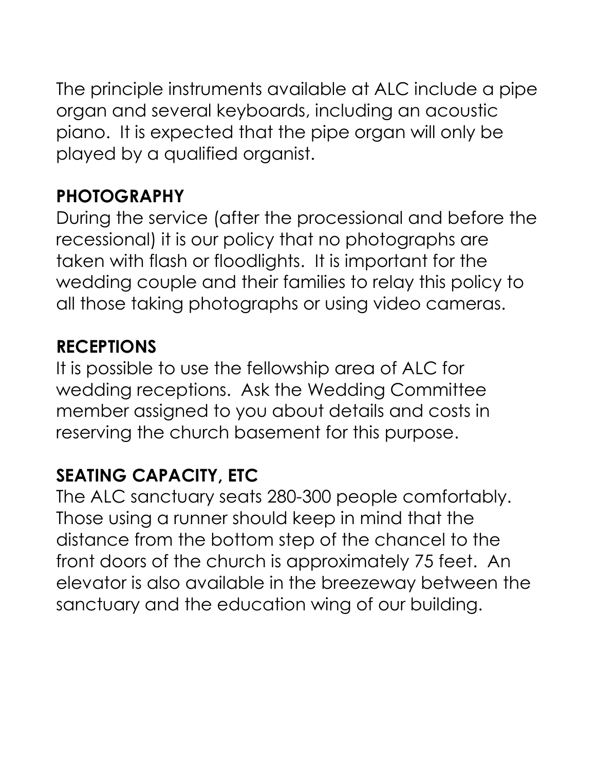The principle instruments available at ALC include a pipe organ and several keyboards, including an acoustic piano. It is expected that the pipe organ will only be played by a qualified organist.

## PHOTOGRAPHY

During the service (after the processional and before the recessional) it is our policy that no photographs are taken with flash or floodlights. It is important for the wedding couple and their families to relay this policy to all those taking photographs or using video cameras.

## RECEPTIONS

It is possible to use the fellowship area of ALC for wedding receptions. Ask the Wedding Committee member assigned to you about details and costs in reserving the church basement for this purpose.

## SEATING CAPACITY, ETC

The ALC sanctuary seats 280-300 people comfortably. Those using a runner should keep in mind that the distance from the bottom step of the chancel to the front doors of the church is approximately 75 feet. An elevator is also available in the breezeway between the sanctuary and the education wing of our building.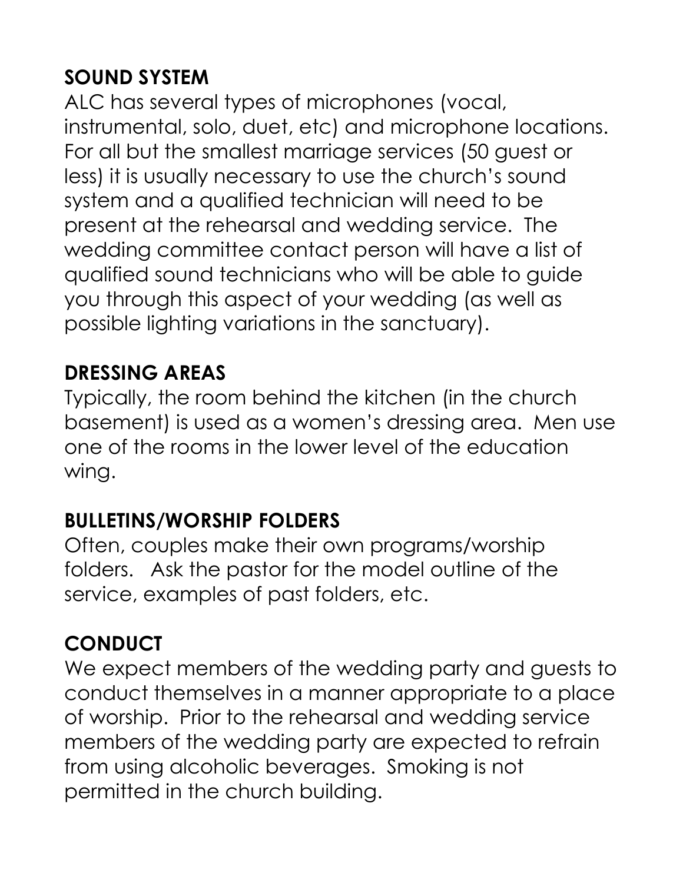## SOUND SYSTEM

ALC has several types of microphones (vocal, instrumental, solo, duet, etc) and microphone locations. For all but the smallest marriage services (50 guest or less) it is usually necessary to use the church's sound system and a qualified technician will need to be present at the rehearsal and wedding service. The wedding committee contact person will have a list of qualified sound technicians who will be able to guide you through this aspect of your wedding (as well as possible lighting variations in the sanctuary).

## DRESSING AREAS

Typically, the room behind the kitchen (in the church basement) is used as a women's dressing area. Men use one of the rooms in the lower level of the education wing.

## BULLETINS/WORSHIP FOLDERS

Often, couples make their own programs/worship folders. Ask the pastor for the model outline of the service, examples of past folders, etc.

## CONDUCT

We expect members of the wedding party and guests to conduct themselves in a manner appropriate to a place of worship. Prior to the rehearsal and wedding service members of the wedding party are expected to refrain from using alcoholic beverages. Smoking is not permitted in the church building.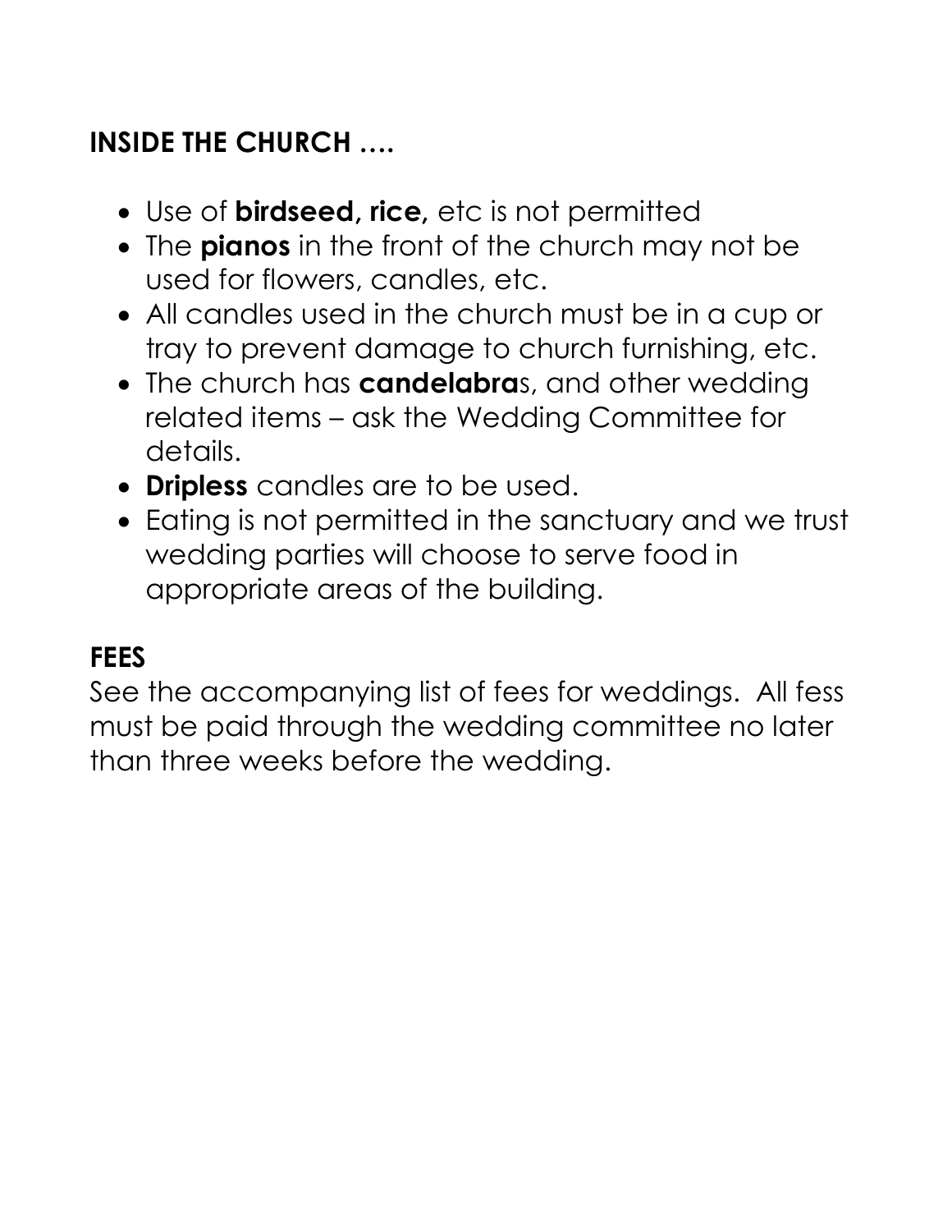## INSIDE THE CHURCH ….

- Use of **birdseed, rice,** etc is not permitted
- The **pianos** in the front of the church may not be used for flowers, candles, etc.
- All candles used in the church must be in a cup or tray to prevent damage to church furnishing, etc.
- The church has **candelabra**s, and other wedding related items – ask the Wedding Committee for details.
- **Dripless** candles are to be used.
- Eating is not permitted in the sanctuary and we trust wedding parties will choose to serve food in appropriate areas of the building.

## FEES

See the accompanying list of fees for weddings. All fess must be paid through the wedding committee no later than three weeks before the wedding.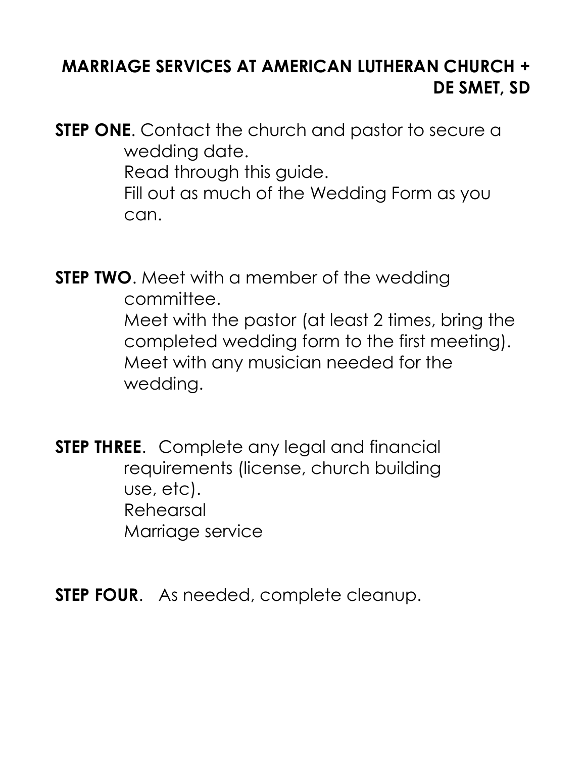## MARRIAGE SERVICES AT AMERICAN LUTHERAN CHURCH + DE SMET, SD

**STEP ONE**. Contact the church and pastor to secure a wedding date.
Read through this guide.
Fill out as much of the Wedding Form as you can.

**STEP TWO**. Meet with a member of the wedding committee.
Meet with the pastor (at least 2 times, bring the completed wedding form to the first meeting).
Meet with any musician needed for the wedding.

**STEP THREE**. Complete any legal and financial requirements (license, church building use, etc).
Rehearsal
Marriage service

**STEP FOUR**. As needed, complete cleanup.